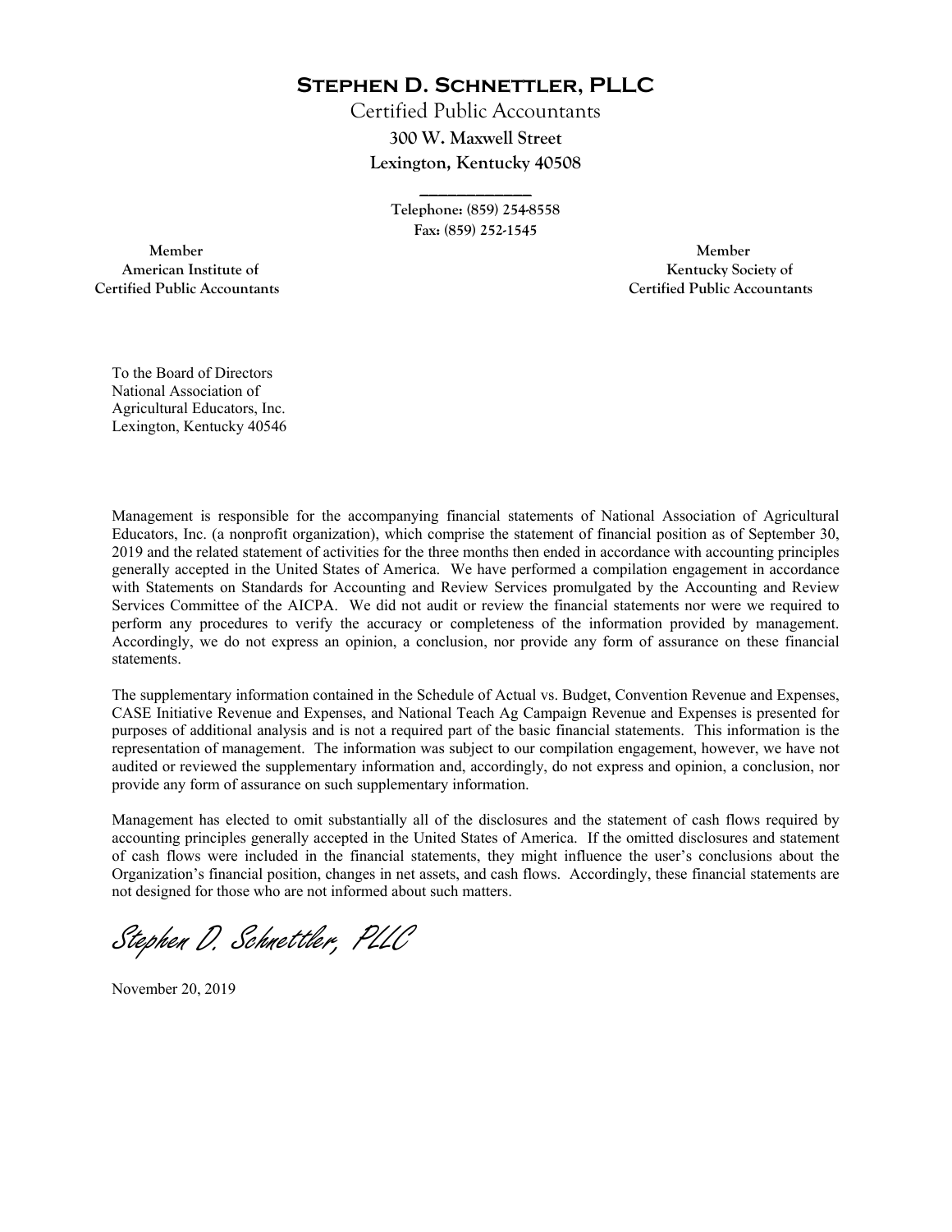# Stephen D. Schnettler, PLLC

Certified Public Accountants

**300 W. Maxwell Street**
**Lexington, Kentucky 40508**

**Telephone: (859) 254-8558**
**Fax: (859) 252-1545**

**Member**
**American Institute of**
**Certified Public Accountants**

**Member**
**Kentucky Society of**
**Certified Public Accountants**

To the Board of Directors
National Association of
Agricultural Educators, Inc.
Lexington, Kentucky 40546

Management is responsible for the accompanying financial statements of National Association of Agricultural Educators, Inc. (a nonprofit organization), which comprise the statement of financial position as of September 30, 2019 and the related statement of activities for the three months then ended in accordance with accounting principles generally accepted in the United States of America. We have performed a compilation engagement in accordance with Statements on Standards for Accounting and Review Services promulgated by the Accounting and Review Services Committee of the AICPA. We did not audit or review the financial statements nor were we required to perform any procedures to verify the accuracy or completeness of the information provided by management. Accordingly, we do not express an opinion, a conclusion, nor provide any form of assurance on these financial statements.

The supplementary information contained in the Schedule of Actual vs. Budget, Convention Revenue and Expenses, CASE Initiative Revenue and Expenses, and National Teach Ag Campaign Revenue and Expenses is presented for purposes of additional analysis and is not a required part of the basic financial statements. This information is the representation of management. The information was subject to our compilation engagement, however, we have not audited or reviewed the supplementary information and, accordingly, do not express and opinion, a conclusion, nor provide any form of assurance on such supplementary information.

Management has elected to omit substantially all of the disclosures and the statement of cash flows required by accounting principles generally accepted in the United States of America. If the omitted disclosures and statement of cash flows were included in the financial statements, they might influence the user's conclusions about the Organization's financial position, changes in net assets, and cash flows. Accordingly, these financial statements are not designed for those who are not informed about such matters.

*Stephen D. Schnettler, PLLC*

November 20, 2019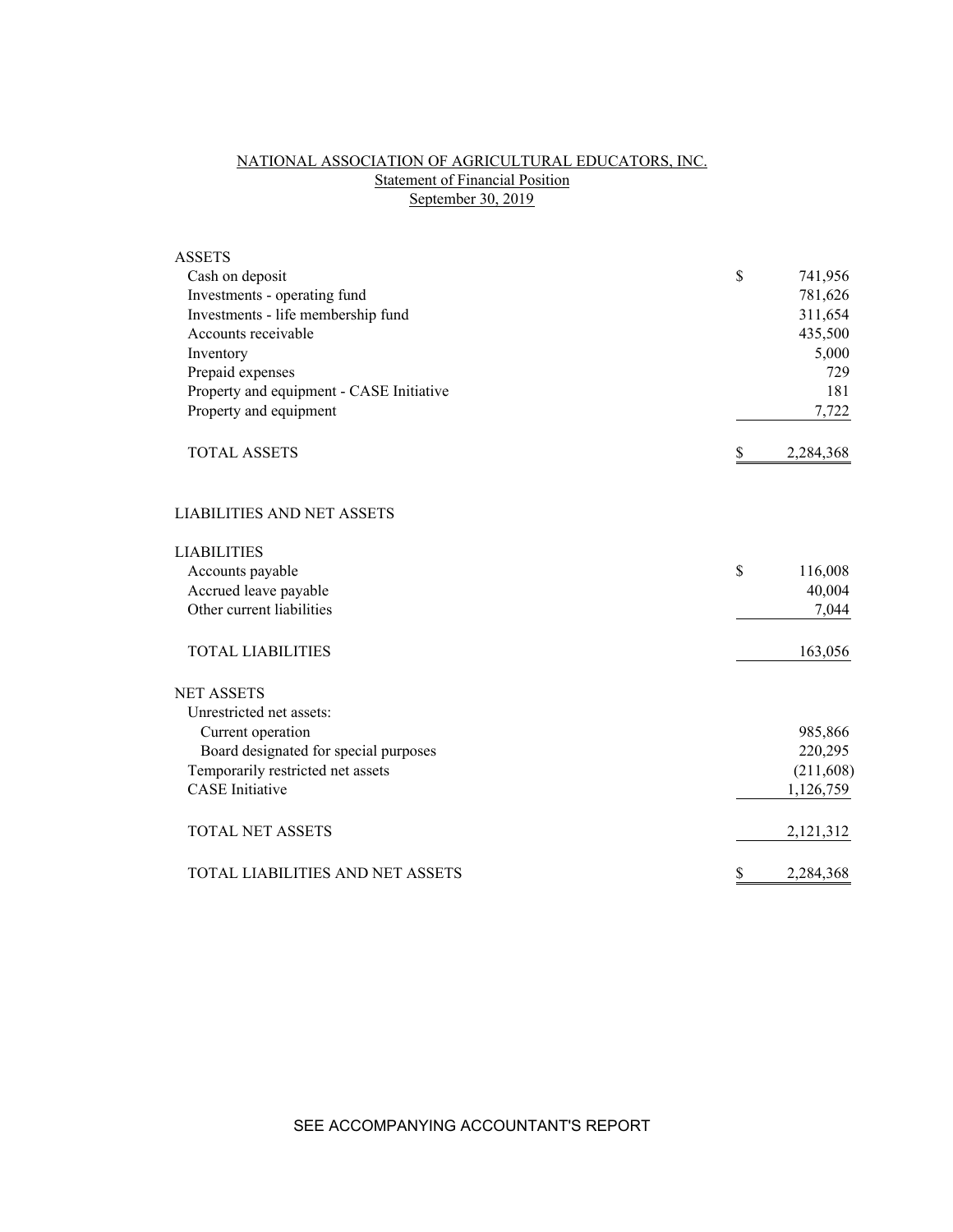# NATIONAL ASSOCIATION OF AGRICULTURAL EDUCATORS, INC.

## Statement of Financial Position

### September 30, 2019

| | | |
|---|---|---|
| **ASSETS** | | |
| Cash on deposit | $ | 741,956 |
| Investments - operating fund | | 781,626 |
| Investments - life membership fund | | 311,654 |
| Accounts receivable | | 435,500 |
| Inventory | | 5,000 |
| Prepaid expenses | | 729 |
| Property and equipment - CASE Initiative | | 181 |
| Property and equipment | | 7,722 |
| TOTAL ASSETS | $ | 2,284,368 |
| | | |
| **LIABILITIES AND NET ASSETS** | | |
| | | |
| **LIABILITIES** | | |
| Accounts payable | $ | 116,008 |
| Accrued leave payable | | 40,004 |
| Other current liabilities | | 7,044 |
| TOTAL LIABILITIES | | 163,056 |
| | | |
| **NET ASSETS** | | |
| Unrestricted net assets: | | |
| Current operation | | 985,866 |
| Board designated for special purposes | | 220,295 |
| Temporarily restricted net assets | | (211,608) |
| CASE Initiative | | 1,126,759 |
| TOTAL NET ASSETS | | 2,121,312 |
| | | |
| TOTAL LIABILITIES AND NET ASSETS | $ | 2,284,368 |

SEE ACCOMPANYING ACCOUNTANT'S REPORT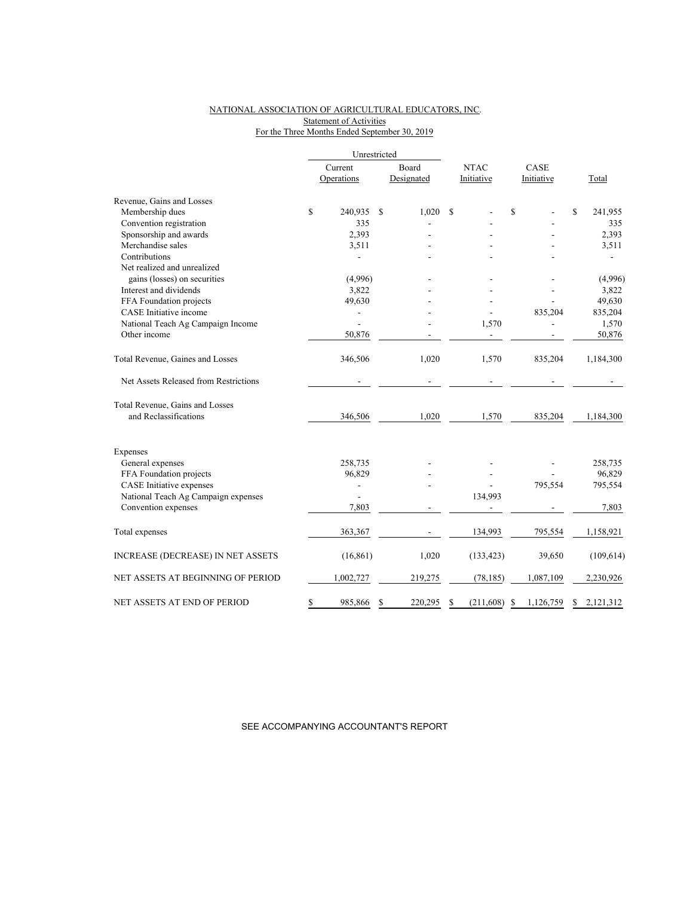NATIONAL ASSOCIATION OF AGRICULTURAL EDUCATORS, INC.
Statement of Activities
For the Three Months Ended September 30, 2019

| | Unrestricted | | | | |
|---|---|---|---|---|---|
| | Current Operations | Board Designated | NTAC Initiative | CASE Initiative | Total |
| Revenue, Gains and Losses | | | | | |
| Membership dues | $ 240,935 | $ 1,020 | $ - | $ - | $ 241,955 |
| Convention registration | 335 | - | - | - | 335 |
| Sponsorship and awards | 2,393 | - | - | - | 2,393 |
| Merchandise sales | 3,511 | - | - | - | 3,511 |
| Contributions | - | - | - | - | - |
| Net realized and unrealized gains (losses) on securities | (4,996) | - | - | - | (4,996) |
| Interest and dividends | 3,822 | - | - | - | 3,822 |
| FFA Foundation projects | 49,630 | - | - | - | 49,630 |
| CASE Initiative income | - | - | - | 835,204 | 835,204 |
| National Teach Ag Campaign Income | - | - | 1,570 | - | 1,570 |
| Other income | 50,876 | - | - | - | 50,876 |
| Total Revenue, Gaines and Losses | 346,506 | 1,020 | 1,570 | 835,204 | 1,184,300 |
| Net Assets Released from Restrictions | - | - | - | - | - |
| Total Revenue, Gains and Losses and Reclassifications | 346,506 | 1,020 | 1,570 | 835,204 | 1,184,300 |
| Expenses | | | | | |
| General expenses | 258,735 | - | - | - | 258,735 |
| FFA Foundation projects | 96,829 | - | - | - | 96,829 |
| CASE Initiative expenses | - | - | - | 795,554 | 795,554 |
| National Teach Ag Campaign expenses | - | | 134,993 | | |
| Convention expenses | 7,803 | - | - | - | 7,803 |
| Total expenses | 363,367 | - | 134,993 | 795,554 | 1,158,921 |
| INCREASE (DECREASE) IN NET ASSETS | (16,861) | 1,020 | (133,423) | 39,650 | (109,614) |
| NET ASSETS AT BEGINNING OF PERIOD | 1,002,727 | 219,275 | (78,185) | 1,087,109 | 2,230,926 |
| NET ASSETS AT END OF PERIOD | $ 985,866 | $ 220,295 | $ (211,608) | $ 1,126,759 | $ 2,121,312 |

SEE ACCOMPANYING ACCOUNTANT'S REPORT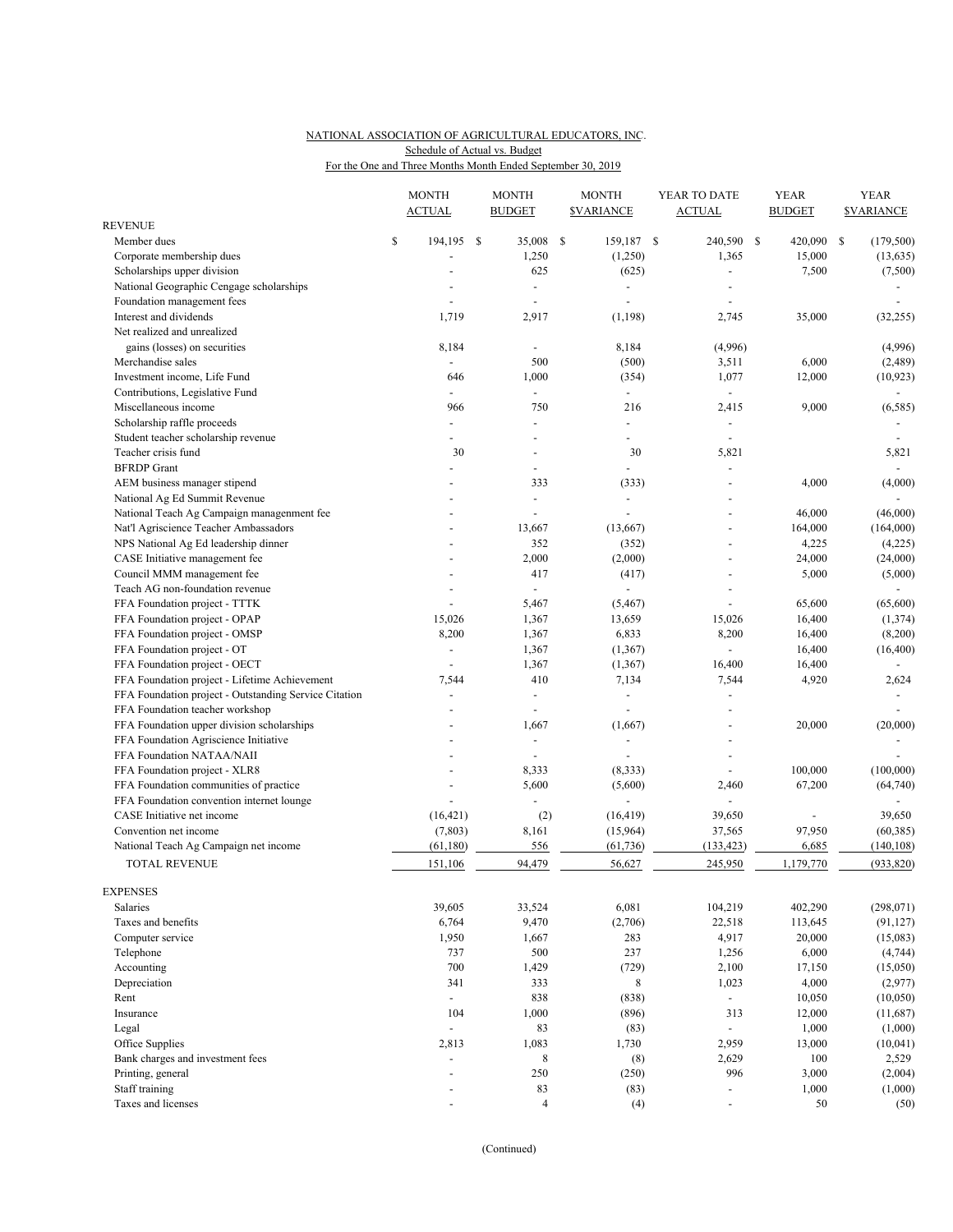NATIONAL ASSOCIATION OF AGRICULTURAL EDUCATORS, INC.

Schedule of Actual vs. Budget

For the One and Three Months Month Ended September 30, 2019

| | MONTH ACTUAL | MONTH BUDGET | MONTH $VARIANCE | YEAR TO DATE ACTUAL | YEAR BUDGET | YEAR $VARIANCE |
|---|---|---|---|---|---|---|
| **REVENUE** | | | | | | |
| Member dues | $ 194,195 | $ 35,008 | $ 159,187 | $ 240,590 | $ 420,090 | $ (179,500) |
| Corporate membership dues | - | 1,250 | (1,250) | 1,365 | 15,000 | (13,635) |
| Scholarships upper division | - | 625 | (625) | - | 7,500 | (7,500) |
| National Geographic Cengage scholarships | - | - | - | - | | - |
| Foundation management fees | - | - | - | - | | - |
| Interest and dividends | 1,719 | 2,917 | (1,198) | 2,745 | 35,000 | (32,255) |
| Net realized and unrealized gains (losses) on securities | 8,184 | - | 8,184 | (4,996) | | (4,996) |
| Merchandise sales | - | 500 | (500) | 3,511 | 6,000 | (2,489) |
| Investment income, Life Fund | 646 | 1,000 | (354) | 1,077 | 12,000 | (10,923) |
| Contributions, Legislative Fund | - | - | - | - | | - |
| Miscellaneous income | 966 | 750 | 216 | 2,415 | 9,000 | (6,585) |
| Scholarship raffle proceeds | - | - | - | - | | - |
| Student teacher scholarship revenue | - | - | - | - | | - |
| Teacher crisis fund | 30 | - | 30 | 5,821 | | 5,821 |
| BFRDP Grant | - | - | - | - | | - |
| AEM business manager stipend | - | 333 | (333) | - | 4,000 | (4,000) |
| National Ag Ed Summit Revenue | - | - | - | - | | - |
| National Teach Ag Campaign managenment fee | - | - | - | - | 46,000 | (46,000) |
| Nat'l Agriscience Teacher Ambassadors | - | 13,667 | (13,667) | - | 164,000 | (164,000) |
| NPS National Ag Ed leadership dinner | - | 352 | (352) | - | 4,225 | (4,225) |
| CASE Initiative management fee | - | 2,000 | (2,000) | - | 24,000 | (24,000) |
| Council MMM management fee | - | 417 | (417) | - | 5,000 | (5,000) |
| Teach AG non-foundation revenue | - | - | - | - | | - |
| FFA Foundation project - TTTK | - | 5,467 | (5,467) | - | 65,600 | (65,600) |
| FFA Foundation project - OPAP | 15,026 | 1,367 | 13,659 | 15,026 | 16,400 | (1,374) |
| FFA Foundation project - OMSP | 8,200 | 1,367 | 6,833 | 8,200 | 16,400 | (8,200) |
| FFA Foundation project - OT | - | 1,367 | (1,367) | - | 16,400 | (16,400) |
| FFA Foundation project - OECT | - | 1,367 | (1,367) | 16,400 | 16,400 | - |
| FFA Foundation project - Lifetime Achievement | 7,544 | 410 | 7,134 | 7,544 | 4,920 | 2,624 |
| FFA Foundation project - Outstanding Service Citation | - | - | - | - | | - |
| FFA Foundation teacher workshop | - | - | - | - | | - |
| FFA Foundation upper division scholarships | - | 1,667 | (1,667) | - | 20,000 | (20,000) |
| FFA Foundation Agriscience Initiative | - | - | - | - | | - |
| FFA Foundation NATAA/NAII | - | - | - | - | | - |
| FFA Foundation project - XLR8 | - | 8,333 | (8,333) | - | 100,000 | (100,000) |
| FFA Foundation communities of practice | - | 5,600 | (5,600) | 2,460 | 67,200 | (64,740) |
| FFA Foundation convention internet lounge | - | - | - | - | | - |
| CASE Initiative net income | (16,421) | (2) | (16,419) | 39,650 | - | 39,650 |
| Convention net income | (7,803) | 8,161 | (15,964) | 37,565 | 97,950 | (60,385) |
| National Teach Ag Campaign net income | (61,180) | 556 | (61,736) | (133,423) | 6,685 | (140,108) |
| TOTAL REVENUE | 151,106 | 94,479 | 56,627 | 245,950 | 1,179,770 | (933,820) |
| **EXPENSES** | | | | | | |
| Salaries | 39,605 | 33,524 | 6,081 | 104,219 | 402,290 | (298,071) |
| Taxes and benefits | 6,764 | 9,470 | (2,706) | 22,518 | 113,645 | (91,127) |
| Computer service | 1,950 | 1,667 | 283 | 4,917 | 20,000 | (15,083) |
| Telephone | 737 | 500 | 237 | 1,256 | 6,000 | (4,744) |
| Accounting | 700 | 1,429 | (729) | 2,100 | 17,150 | (15,050) |
| Depreciation | 341 | 333 | 8 | 1,023 | 4,000 | (2,977) |
| Rent | - | 838 | (838) | - | 10,050 | (10,050) |
| Insurance | 104 | 1,000 | (896) | 313 | 12,000 | (11,687) |
| Legal | - | 83 | (83) | - | 1,000 | (1,000) |
| Office Supplies | 2,813 | 1,083 | 1,730 | 2,959 | 13,000 | (10,041) |
| Bank charges and investment fees | - | 8 | (8) | 2,629 | 100 | 2,529 |
| Printing, general | - | 250 | (250) | 996 | 3,000 | (2,004) |
| Staff training | - | 83 | (83) | - | 1,000 | (1,000) |
| Taxes and licenses | - | 4 | (4) | - | 50 | (50) |

(Continued)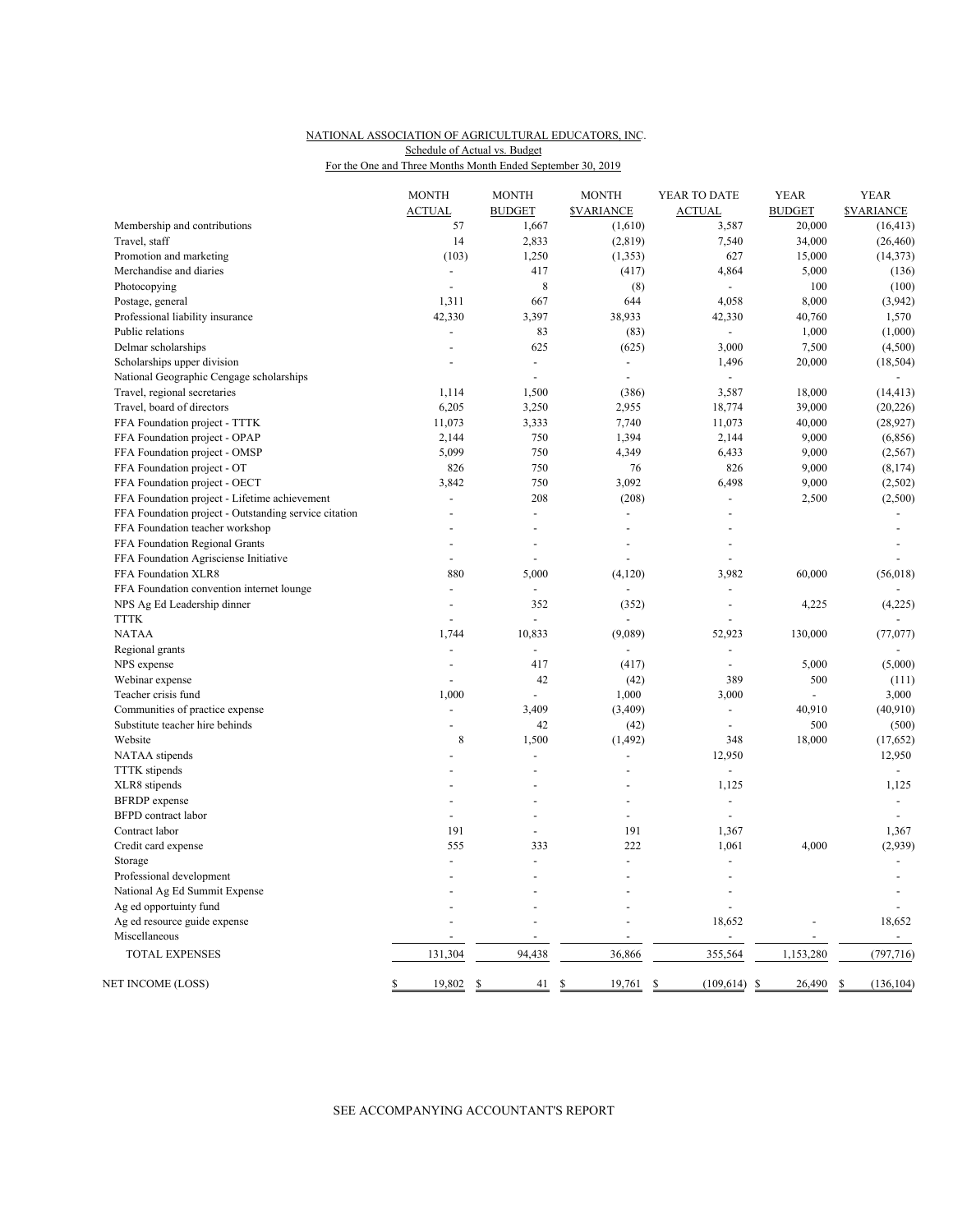NATIONAL ASSOCIATION OF AGRICULTURAL EDUCATORS, INC.
Schedule of Actual vs. Budget
For the One and Three Months Month Ended September 30, 2019

| | MONTH ACTUAL | MONTH BUDGET | MONTH $VARIANCE | YEAR TO DATE ACTUAL | YEAR BUDGET | YEAR $VARIANCE |
|---|---|---|---|---|---|---|
| Membership and contributions | 57 | 1,667 | (1,610) | 3,587 | 20,000 | (16,413) |
| Travel, staff | 14 | 2,833 | (2,819) | 7,540 | 34,000 | (26,460) |
| Promotion and marketing | (103) | 1,250 | (1,353) | 627 | 15,000 | (14,373) |
| Merchandise and diaries | - | 417 | (417) | 4,864 | 5,000 | (136) |
| Photocopying | - | 8 | (8) | - | 100 | (100) |
| Postage, general | 1,311 | 667 | 644 | 4,058 | 8,000 | (3,942) |
| Professional liability insurance | 42,330 | 3,397 | 38,933 | 42,330 | 40,760 | 1,570 |
| Public relations | - | 83 | (83) | - | 1,000 | (1,000) |
| Delmar scholarships | - | 625 | (625) | 3,000 | 7,500 | (4,500) |
| Scholarships upper division | - | - | - | 1,496 | 20,000 | (18,504) |
| National Geographic Cengage scholarships | | - | - | - | | - |
| Travel, regional secretaries | 1,114 | 1,500 | (386) | 3,587 | 18,000 | (14,413) |
| Travel, board of directors | 6,205 | 3,250 | 2,955 | 18,774 | 39,000 | (20,226) |
| FFA Foundation project - TTTK | 11,073 | 3,333 | 7,740 | 11,073 | 40,000 | (28,927) |
| FFA Foundation project - OPAP | 2,144 | 750 | 1,394 | 2,144 | 9,000 | (6,856) |
| FFA Foundation project - OMSP | 5,099 | 750 | 4,349 | 6,433 | 9,000 | (2,567) |
| FFA Foundation project - OT | 826 | 750 | 76 | 826 | 9,000 | (8,174) |
| FFA Foundation project - OECT | 3,842 | 750 | 3,092 | 6,498 | 9,000 | (2,502) |
| FFA Foundation project - Lifetime achievement | - | 208 | (208) | - | 2,500 | (2,500) |
| FFA Foundation project - Outstanding service citation | - | - | - | - | | - |
| FFA Foundation teacher workshop | - | - | - | - | | - |
| FFA Foundation Regional Grants | - | - | - | - | | - |
| FFA Foundation Agrisciense Initiative | - | - | - | - | | - |
| FFA Foundation XLR8 | 880 | 5,000 | (4,120) | 3,982 | 60,000 | (56,018) |
| FFA Foundation convention internet lounge | - | - | - | - | | - |
| NPS Ag Ed Leadership dinner | - | 352 | (352) | - | 4,225 | (4,225) |
| TTTK | - | - | - | - | | - |
| NATAA | 1,744 | 10,833 | (9,089) | 52,923 | 130,000 | (77,077) |
| Regional grants | - | - | - | - | | - |
| NPS expense | - | 417 | (417) | - | 5,000 | (5,000) |
| Webinar expense | - | 42 | (42) | 389 | 500 | (111) |
| Teacher crisis fund | 1,000 | - | 1,000 | 3,000 | - | 3,000 |
| Communities of practice expense | - | 3,409 | (3,409) | - | 40,910 | (40,910) |
| Substitute teacher hire behinds | - | 42 | (42) | - | 500 | (500) |
| Website | 8 | 1,500 | (1,492) | 348 | 18,000 | (17,652) |
| NATAA stipends | - | - | - | 12,950 | | 12,950 |
| TTTK stipends | - | - | - | - | | - |
| XLR8 stipends | - | - | - | 1,125 | | 1,125 |
| BFRDP expense | - | - | - | - | | - |
| BFPD contract labor | - | - | - | - | | - |
| Contract labor | 191 | - | 191 | 1,367 | | 1,367 |
| Credit card expense | 555 | 333 | 222 | 1,061 | 4,000 | (2,939) |
| Storage | - | - | - | - | | - |
| Professional development | - | - | - | - | | - |
| National Ag Ed Summit Expense | - | - | - | - | | - |
| Ag ed opportuinty fund | - | - | - | - | | - |
| Ag ed resource guide expense | - | - | - | 18,652 | - | 18,652 |
| Miscellaneous | - | - | - | - | - | - |
| TOTAL EXPENSES | 131,304 | 94,438 | 36,866 | 355,564 | 1,153,280 | (797,716) |
| NET INCOME (LOSS) | $ 19,802 | $ 41 | $ 19,761 | $ (109,614) | $ 26,490 | $ (136,104) |

SEE ACCOMPANYING ACCOUNTANT'S REPORT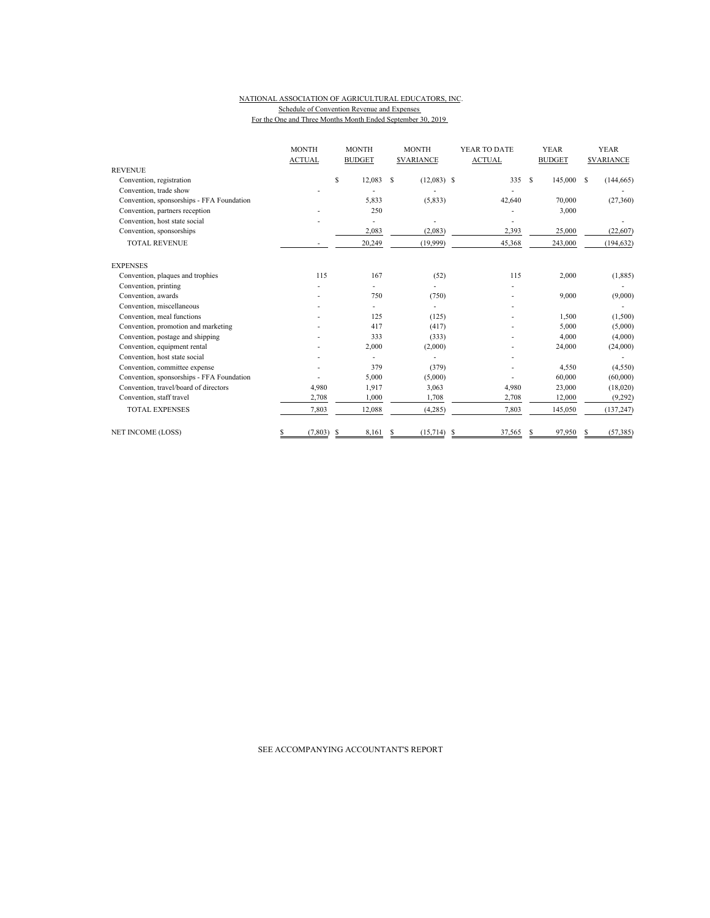NATIONAL ASSOCIATION OF AGRICULTURAL EDUCATORS, INC.
Schedule of Convention Revenue and Expenses
For the One and Three Months Month Ended September 30, 2019

| | MONTH ACTUAL | MONTH BUDGET | MONTH $VARIANCE | YEAR TO DATE ACTUAL | YEAR BUDGET | YEAR $VARIANCE |
|---|---|---|---|---|---|---|
| REVENUE | | | | | | |
| Convention, registration | | $ 12,083 | $ (12,083) | $ 335 | $ 145,000 | $ (144,665) |
| Convention, trade show | - | - | - | - | | - |
| Convention, sponsorships - FFA Foundation | | 5,833 | (5,833) | 42,640 | 70,000 | (27,360) |
| Convention, partners reception | - | 250 | | - | 3,000 | |
| Convention, host state social | - | - | - | - | | - |
| Convention, sponsorships | | 2,083 | (2,083) | 2,393 | 25,000 | (22,607) |
| TOTAL REVENUE | - | 20,249 | (19,999) | 45,368 | 243,000 | (194,632) |
| EXPENSES | | | | | | |
| Convention, plaques and trophies | 115 | 167 | (52) | 115 | 2,000 | (1,885) |
| Convention, printing | - | - | - | - | | - |
| Convention, awards | - | 750 | (750) | - | 9,000 | (9,000) |
| Convention, miscellaneous | - | - | - | - | | - |
| Convention, meal functions | - | 125 | (125) | - | 1,500 | (1,500) |
| Convention, promotion and marketing | - | 417 | (417) | - | 5,000 | (5,000) |
| Convention, postage and shipping | - | 333 | (333) | - | 4,000 | (4,000) |
| Convention, equipment rental | - | 2,000 | (2,000) | - | 24,000 | (24,000) |
| Convention, host state social | - | - | - | - | | - |
| Convention, committee expense | - | 379 | (379) | - | 4,550 | (4,550) |
| Convention, sponsorships - FFA Foundation | - | 5,000 | (5,000) | - | 60,000 | (60,000) |
| Convention, travel/board of directors | 4,980 | 1,917 | 3,063 | 4,980 | 23,000 | (18,020) |
| Convention, staff travel | 2,708 | 1,000 | 1,708 | 2,708 | 12,000 | (9,292) |
| TOTAL EXPENSES | 7,803 | 12,088 | (4,285) | 7,803 | 145,050 | (137,247) |
| NET INCOME (LOSS) | $ (7,803) | $ 8,161 | $ (15,714) | $ 37,565 | $ 97,950 | $ (57,385) |

SEE ACCOMPANYING ACCOUNTANT'S REPORT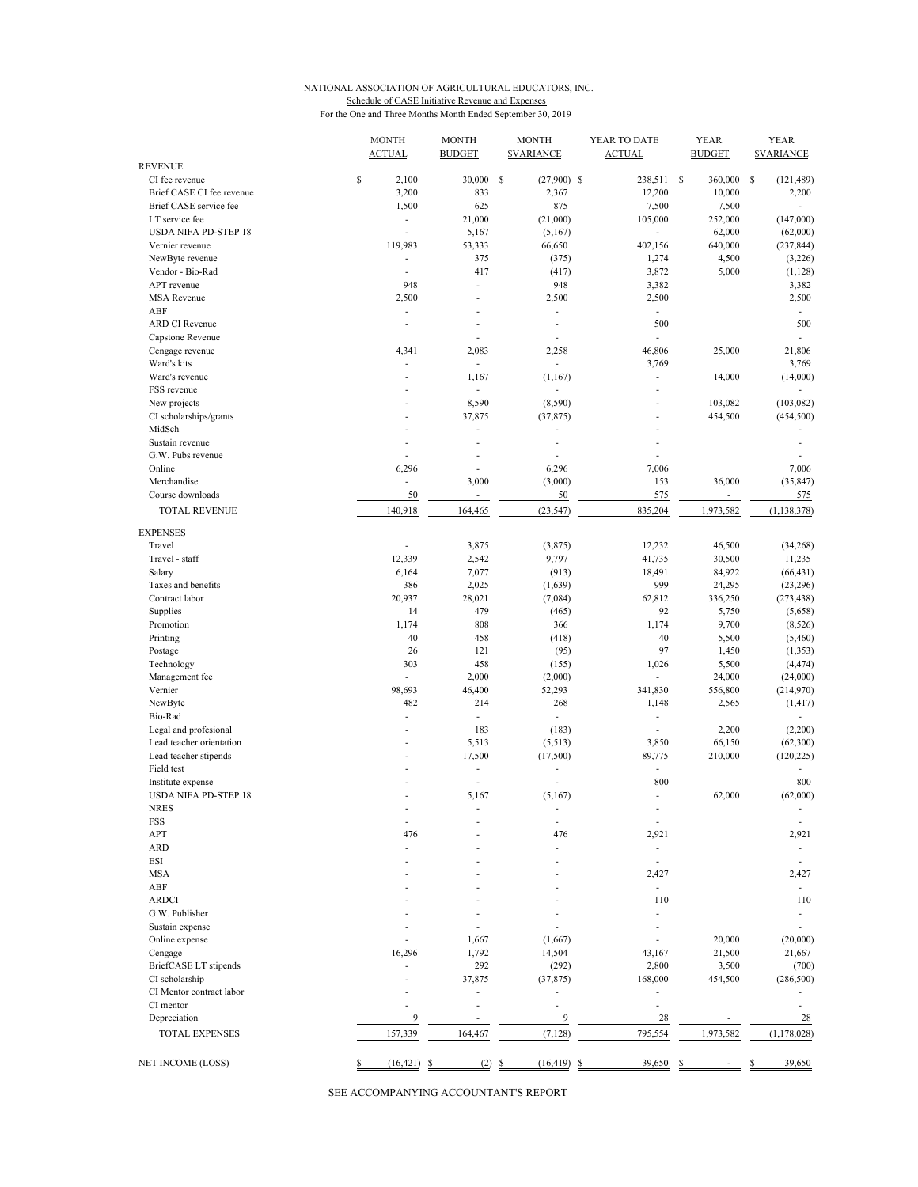NATIONAL ASSOCIATION OF AGRICULTURAL EDUCATORS, INC.
Schedule of CASE Initiative Revenue and Expenses
For the One and Three Months Month Ended September 30, 2019

| | MONTH ACTUAL | MONTH BUDGET | MONTH $VARIANCE | YEAR TO DATE ACTUAL | YEAR BUDGET | YEAR $VARIANCE |
|---|---|---|---|---|---|---|
| REVENUE | | | | | | |
| CI fee revenue | $ 2,100 | 30,000 | $ (27,900) | $ 238,511 | $ 360,000 | $ (121,489) |
| Brief CASE CI fee revenue | 3,200 | 833 | 2,367 | 12,200 | 10,000 | 2,200 |
| Brief CASE service fee | 1,500 | 625 | 875 | 7,500 | 7,500 | - |
| LT service fee | - | 21,000 | (21,000) | 105,000 | 252,000 | (147,000) |
| USDA NIFA PD-STEP 18 | - | 5,167 | (5,167) | - | 62,000 | (62,000) |
| Vernier revenue | 119,983 | 53,333 | 66,650 | 402,156 | 640,000 | (237,844) |
| NewByte revenue | - | 375 | (375) | 1,274 | 4,500 | (3,226) |
| Vendor - Bio-Rad | - | 417 | (417) | 3,872 | 5,000 | (1,128) |
| APT revenue | 948 | - | 948 | 3,382 | | 3,382 |
| MSA Revenue | 2,500 | - | 2,500 | 2,500 | | 2,500 |
| ABF | - | - | - | - | | - |
| ARD CI Revenue | - | - | - | 500 | | 500 |
| Capstone Revenue | | - | - | - | | - |
| Cengage revenue | 4,341 | 2,083 | 2,258 | 46,806 | 25,000 | 21,806 |
| Ward's kits | - | - | - | 3,769 | | 3,769 |
| Ward's revenue | - | 1,167 | (1,167) | - | 14,000 | (14,000) |
| FSS revenue | - | - | - | - | | - |
| New projects | - | 8,590 | (8,590) | - | 103,082 | (103,082) |
| CI scholarships/grants | - | 37,875 | (37,875) | - | 454,500 | (454,500) |
| MidSch | - | - | - | - | | - |
| Sustain revenue | - | - | - | - | | - |
| G.W. Pubs revenue | - | - | - | - | | - |
| Online | 6,296 | - | 6,296 | 7,006 | | 7,006 |
| Merchandise | - | 3,000 | (3,000) | 153 | 36,000 | (35,847) |
| Course downloads | 50 | - | 50 | 575 | - | 575 |
| TOTAL REVENUE | 140,918 | 164,465 | (23,547) | 835,204 | 1,973,582 | (1,138,378) |
| EXPENSES | | | | | | |
| Travel | - | 3,875 | (3,875) | 12,232 | 46,500 | (34,268) |
| Travel - staff | 12,339 | 2,542 | 9,797 | 41,735 | 30,500 | 11,235 |
| Salary | 6,164 | 7,077 | (913) | 18,491 | 84,922 | (66,431) |
| Taxes and benefits | 386 | 2,025 | (1,639) | 999 | 24,295 | (23,296) |
| Contract labor | 20,937 | 28,021 | (7,084) | 62,812 | 336,250 | (273,438) |
| Supplies | 14 | 479 | (465) | 92 | 5,750 | (5,658) |
| Promotion | 1,174 | 808 | 366 | 1,174 | 9,700 | (8,526) |
| Printing | 40 | 458 | (418) | 40 | 5,500 | (5,460) |
| Postage | 26 | 121 | (95) | 97 | 1,450 | (1,353) |
| Technology | 303 | 458 | (155) | 1,026 | 5,500 | (4,474) |
| Management fee | - | 2,000 | (2,000) | - | 24,000 | (24,000) |
| Vernier | 98,693 | 46,400 | 52,293 | 341,830 | 556,800 | (214,970) |
| NewByte | 482 | 214 | 268 | 1,148 | 2,565 | (1,417) |
| Bio-Rad | - | - | - | - | | - |
| Legal and profesional | - | 183 | (183) | - | 2,200 | (2,200) |
| Lead teacher orientation | - | 5,513 | (5,513) | 3,850 | 66,150 | (62,300) |
| Lead teacher stipends | - | 17,500 | (17,500) | 89,775 | 210,000 | (120,225) |
| Field test | - | - | - | - | | - |
| Institute expense | - | - | - | 800 | | 800 |
| USDA NIFA PD-STEP 18 | - | 5,167 | (5,167) | - | 62,000 | (62,000) |
| NRES | - | - | - | - | | - |
| FSS | - | - | - | - | | - |
| APT | 476 | - | 476 | 2,921 | | 2,921 |
| ARD | - | - | - | - | | - |
| ESI | - | - | - | - | | - |
| MSA | - | - | - | 2,427 | | 2,427 |
| ABF | - | - | - | - | | - |
| ARDCI | - | - | - | 110 | | 110 |
| G.W. Publisher | - | - | - | - | | - |
| Sustain expense | - | - | - | - | | - |
| Online expense | - | 1,667 | (1,667) | - | 20,000 | (20,000) |
| Cengage | 16,296 | 1,792 | 14,504 | 43,167 | 21,500 | 21,667 |
| BriefCASE LT stipends | - | 292 | (292) | 2,800 | 3,500 | (700) |
| CI scholarship | - | 37,875 | (37,875) | 168,000 | 454,500 | (286,500) |
| CI Mentor contract labor | - | - | - | - | | - |
| CI mentor | - | - | - | - | | - |
| Depreciation | 9 | - | 9 | 28 | - | 28 |
| TOTAL EXPENSES | 157,339 | 164,467 | (7,128) | 795,554 | 1,973,582 | (1,178,028) |
| NET INCOME (LOSS) | $ (16,421) | $ (2) | $ (16,419) | $ 39,650 | $ - | $ 39,650 |

SEE ACCOMPANYING ACCOUNTANT'S REPORT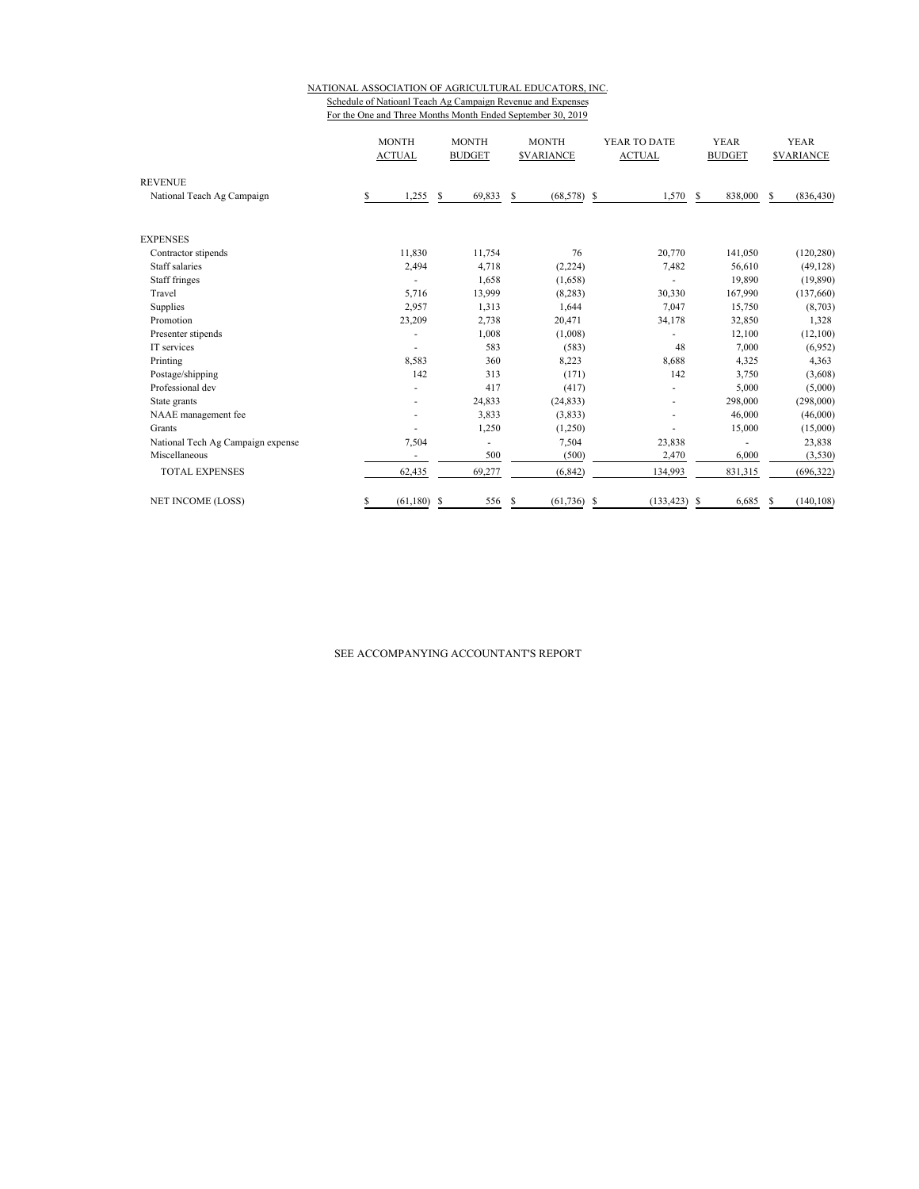NATIONAL ASSOCIATION OF AGRICULTURAL EDUCATORS, INC.

Schedule of Natioanl Teach Ag Campaign Revenue and Expenses

For the One and Three Months Month Ended September 30, 2019

| | MONTH ACTUAL | MONTH BUDGET | MONTH $VARIANCE | YEAR TO DATE ACTUAL | YEAR BUDGET | YEAR $VARIANCE |
|---|---|---|---|---|---|---|
| REVENUE | | | | | | |
| National Teach Ag Campaign | $ 1,255 | $ 69,833 | $ (68,578) | $ 1,570 | $ 838,000 | $ (836,430) |
| EXPENSES | | | | | | |
| Contractor stipends | 11,830 | 11,754 | 76 | 20,770 | 141,050 | (120,280) |
| Staff salaries | 2,494 | 4,718 | (2,224) | 7,482 | 56,610 | (49,128) |
| Staff fringes | - | 1,658 | (1,658) | - | 19,890 | (19,890) |
| Travel | 5,716 | 13,999 | (8,283) | 30,330 | 167,990 | (137,660) |
| Supplies | 2,957 | 1,313 | 1,644 | 7,047 | 15,750 | (8,703) |
| Promotion | 23,209 | 2,738 | 20,471 | 34,178 | 32,850 | 1,328 |
| Presenter stipends | - | 1,008 | (1,008) | - | 12,100 | (12,100) |
| IT services | - | 583 | (583) | 48 | 7,000 | (6,952) |
| Printing | 8,583 | 360 | 8,223 | 8,688 | 4,325 | 4,363 |
| Postage/shipping | 142 | 313 | (171) | 142 | 3,750 | (3,608) |
| Professional dev | - | 417 | (417) | - | 5,000 | (5,000) |
| State grants | - | 24,833 | (24,833) | - | 298,000 | (298,000) |
| NAAE management fee | - | 3,833 | (3,833) | - | 46,000 | (46,000) |
| Grants | - | 1,250 | (1,250) | - | 15,000 | (15,000) |
| National Tech Ag Campaign expense | 7,504 | - | 7,504 | 23,838 | - | 23,838 |
| Miscellaneous | - | 500 | (500) | 2,470 | 6,000 | (3,530) |
| TOTAL EXPENSES | 62,435 | 69,277 | (6,842) | 134,993 | 831,315 | (696,322) |
| NET INCOME (LOSS) | $ (61,180) | $ 556 | $ (61,736) | $ (133,423) | $ 6,685 | $ (140,108) |

SEE ACCOMPANYING ACCOUNTANT'S REPORT